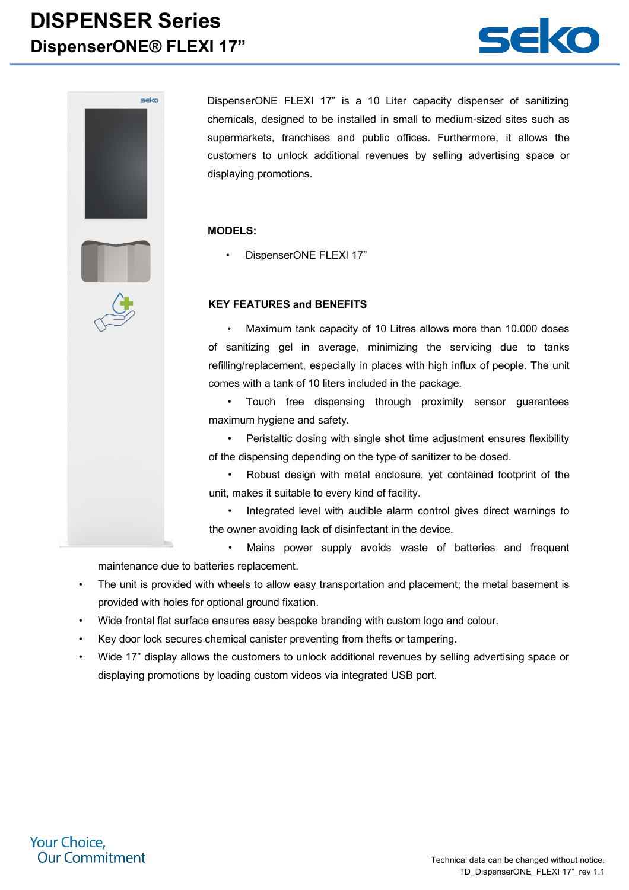# DISPENSER Series

## DispenserONE® FLEXI 17”

DispenserONE FLEXI 17” is a 10 Liter capacity dispenser of sanitizing chemicals, designed to be installed in small to medium-sized sites such as supermarkets, franchises and public offices. Furthermore, it allows the customers to unlock additional revenues by selling advertising space or displaying promotions.

**MODELS:**

- DispenserONE FLEXI 17”

**KEY FEATURES and BENEFITS**

- Maximum tank capacity of 10 Litres allows more than 10.000 doses of sanitizing gel in average, minimizing the servicing due to tanks refilling/replacement, especially in places with high influx of people. The unit comes with a tank of 10 liters included in the package.
- Touch free dispensing through proximity sensor guarantees maximum hygiene and safety.
- Peristaltic dosing with single shot time adjustment ensures flexibility of the dispensing depending on the type of sanitizer to be dosed.
- Robust design with metal enclosure, yet contained footprint of the unit, makes it suitable to every kind of facility.
- Integrated level with audible alarm control gives direct warnings to the owner avoiding lack of disinfectant in the device.
- Mains power supply avoids waste of batteries and frequent maintenance due to batteries replacement.
- The unit is provided with wheels to allow easy transportation and placement; the metal basement is provided with holes for optional ground fixation.
- Wide frontal flat surface ensures easy bespoke branding with custom logo and colour.
- Key door lock secures chemical canister preventing from thefts or tampering.
- Wide 17” display allows the customers to unlock additional revenues by selling advertising space or displaying promotions by loading custom videos via integrated USB port.

Your Choice,
Our Commitment

Technical data can be changed without notice.
TD_DispenserONE_FLEXI 17”_rev 1.1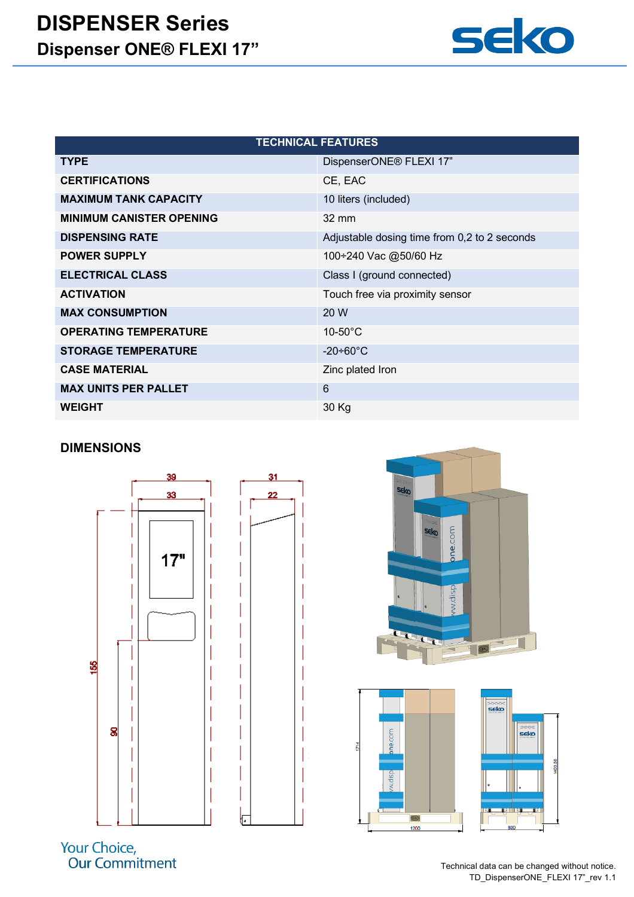# DISPENSER Series

## Dispenser ONE® FLEXI 17”

| TECHNICAL FEATURES | |
|---|---|
| **TYPE** | DispenserONE® FLEXI 17” |
| **CERTIFICATIONS** | CE, EAC |
| **MAXIMUM TANK CAPACITY** | 10 liters (included) |
| **MINIMUM CANISTER OPENING** | 32 mm |
| **DISPENSING RATE** | Adjustable dosing time from 0,2 to 2 seconds |
| **POWER SUPPLY** | 100÷240 Vac @50/60 Hz |
| **ELECTRICAL CLASS** | Class I (ground connected) |
| **ACTIVATION** | Touch free via proximity sensor |
| **MAX CONSUMPTION** | 20 W |
| **OPERATING TEMPERATURE** | 10-50°C |
| **STORAGE TEMPERATURE** | -20÷60°C |
| **CASE MATERIAL** | Zinc plated Iron |
| **MAX UNITS PER PALLET** | 6 |
| **WEIGHT** | 30 Kg |

### DIMENSIONS

39
33
31
22
17"
155
90
1714
1200
800
1403,58

Your Choice,
Our Commitment

Technical data can be changed without notice.
TD_DispenserONE_FLEXI 17”_rev 1.1